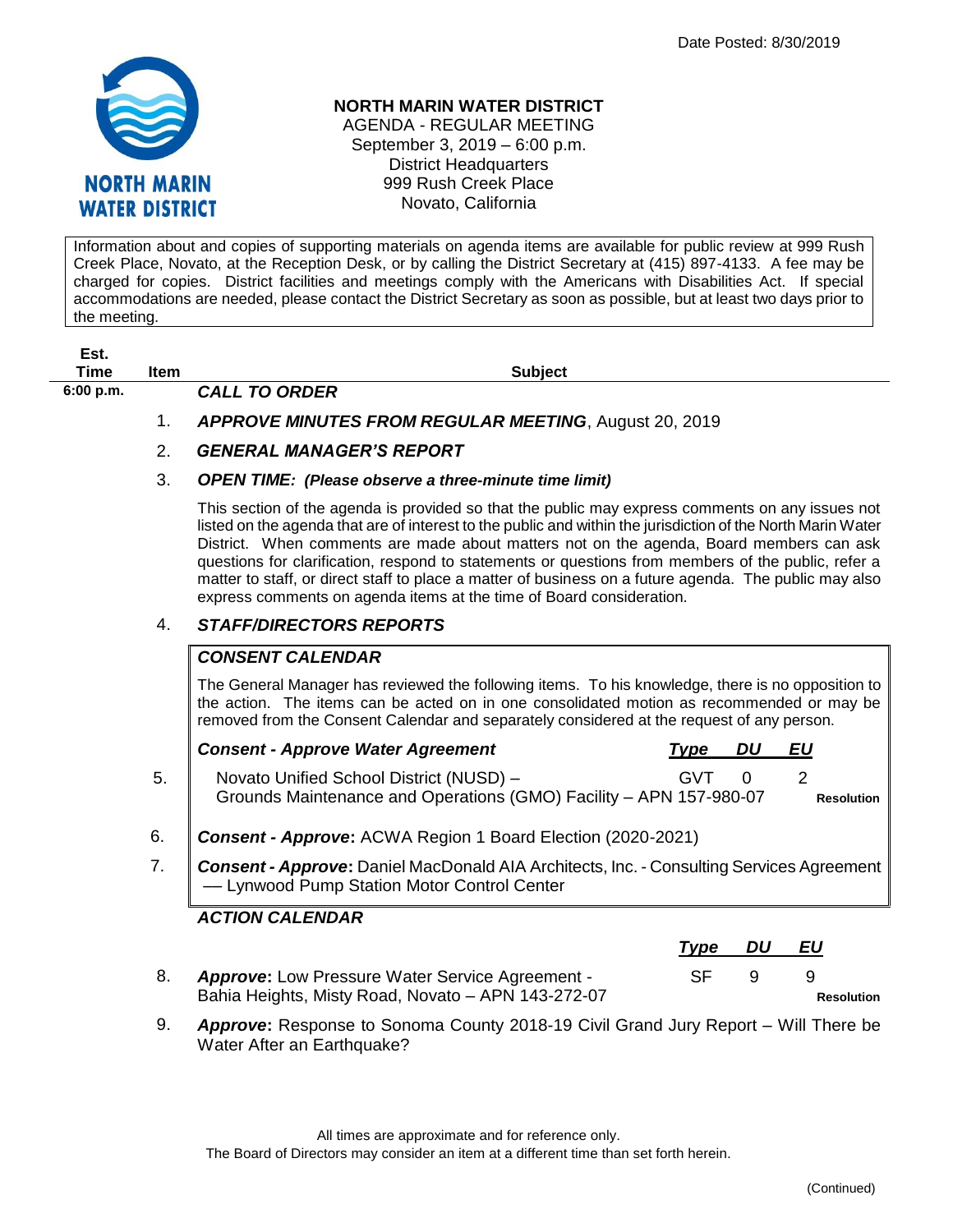Date Posted: 8/30/2019

# NORTH MARIN WATER DISTRICT

AGENDA - REGULAR MEETING
September 3, 2019 – 6:00 p.m.
District Headquarters
999 Rush Creek Place
Novato, California

Information about and copies of supporting materials on agenda items are available for public review at 999 Rush Creek Place, Novato, at the Reception Desk, or by calling the District Secretary at (415) 897-4133. A fee may be charged for copies. District facilities and meetings comply with the Americans with Disabilities Act. If special accommodations are needed, please contact the District Secretary as soon as possible, but at least two days prior to the meeting.

| Est. Time | Item | Subject |
|---|---|---|
| 6:00 p.m. | | ***CALL TO ORDER*** |
| | 1. | ***APPROVE MINUTES FROM REGULAR MEETING***, August 20, 2019 |
| | 2. | ***GENERAL MANAGER'S REPORT*** |
| | 3. | ***OPEN TIME: (Please observe a three-minute time limit)*** |

This section of the agenda is provided so that the public may express comments on any issues not listed on the agenda that are of interest to the public and within the jurisdiction of the North Marin Water District. When comments are made about matters not on the agenda, Board members can ask questions for clarification, respond to statements or questions from members of the public, refer a matter to staff, or direct staff to place a matter of business on a future agenda. The public may also express comments on agenda items at the time of Board consideration.

4. ***STAFF/DIRECTORS REPORTS***

***CONSENT CALENDAR***

The General Manager has reviewed the following items. To his knowledge, there is no opposition to the action. The items can be acted on in one consolidated motion as recommended or may be removed from the Consent Calendar and separately considered at the request of any person.

| Item | ***Consent - Approve Water Agreement*** | ***Type*** | ***DU*** | ***EU*** | |
|---|---|---|---|---|---|
| 5. | Novato Unified School District (NUSD) – Grounds Maintenance and Operations (GMO) Facility – APN 157-980-07 | GVT | 0 | 2 | **Resolution** |

6. ***Consent - Approve*:** ACWA Region 1 Board Election (2020-2021)

7. ***Consent - Approve*:** Daniel MacDonald AIA Architects, Inc. - Consulting Services Agreement — Lynwood Pump Station Motor Control Center

***ACTION CALENDAR***

| Item | | ***Type*** | ***DU*** | ***EU*** | |
|---|---|---|---|---|---|
| 8. | ***Approve*:** Low Pressure Water Service Agreement - Bahia Heights, Misty Road, Novato – APN 143-272-07 | SF | 9 | 9 | **Resolution** |

9. ***Approve*:** Response to Sonoma County 2018-19 Civil Grand Jury Report – Will There be Water After an Earthquake?

All times are approximate and for reference only.
The Board of Directors may consider an item at a different time than set forth herein.

(Continued)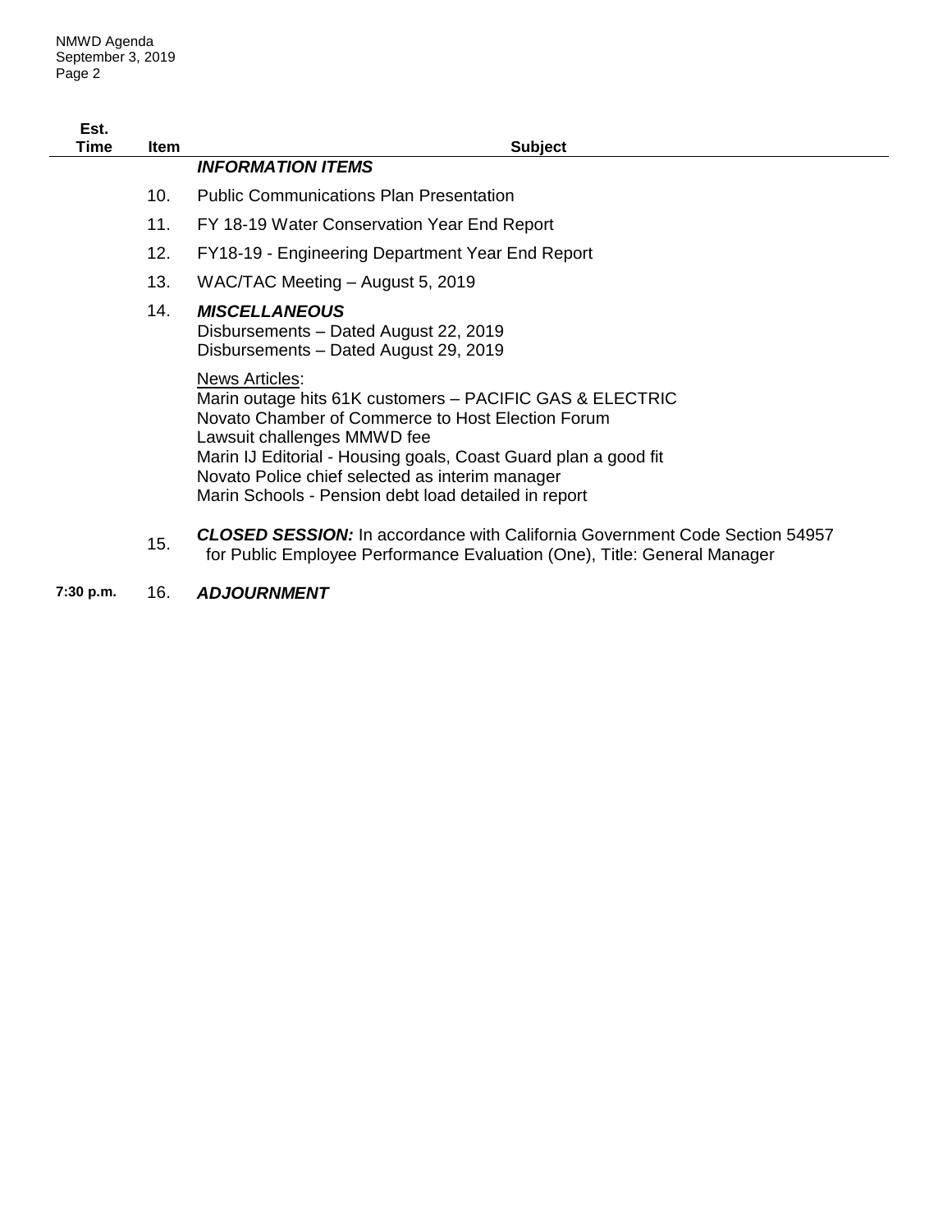| Est. Time | Item | Subject |
|---|---|---|
| | | ***INFORMATION ITEMS*** |
| | 10. | Public Communications Plan Presentation |
| | 11. | FY 18-19 Water Conservation Year End Report |
| | 12. | FY18-19 - Engineering Department Year End Report |
| | 13. | WAC/TAC Meeting – August 5, 2019 |
| | 14. | ***MISCELLANEOUS***<br>Disbursements – Dated August 22, 2019<br>Disbursements – Dated August 29, 2019<br><br><u>News Articles</u>:<br>Marin outage hits 61K customers – PACIFIC GAS & ELECTRIC<br>Novato Chamber of Commerce to Host Election Forum<br>Lawsuit challenges MMWD fee<br>Marin IJ Editorial - Housing goals, Coast Guard plan a good fit<br>Novato Police chief selected as interim manager<br>Marin Schools - Pension debt load detailed in report |
| | 15. | ***CLOSED SESSION:*** In accordance with California Government Code Section 54957 for Public Employee Performance Evaluation (One), Title: General Manager |
| 7:30 p.m. | 16. | ***ADJOURNMENT*** |